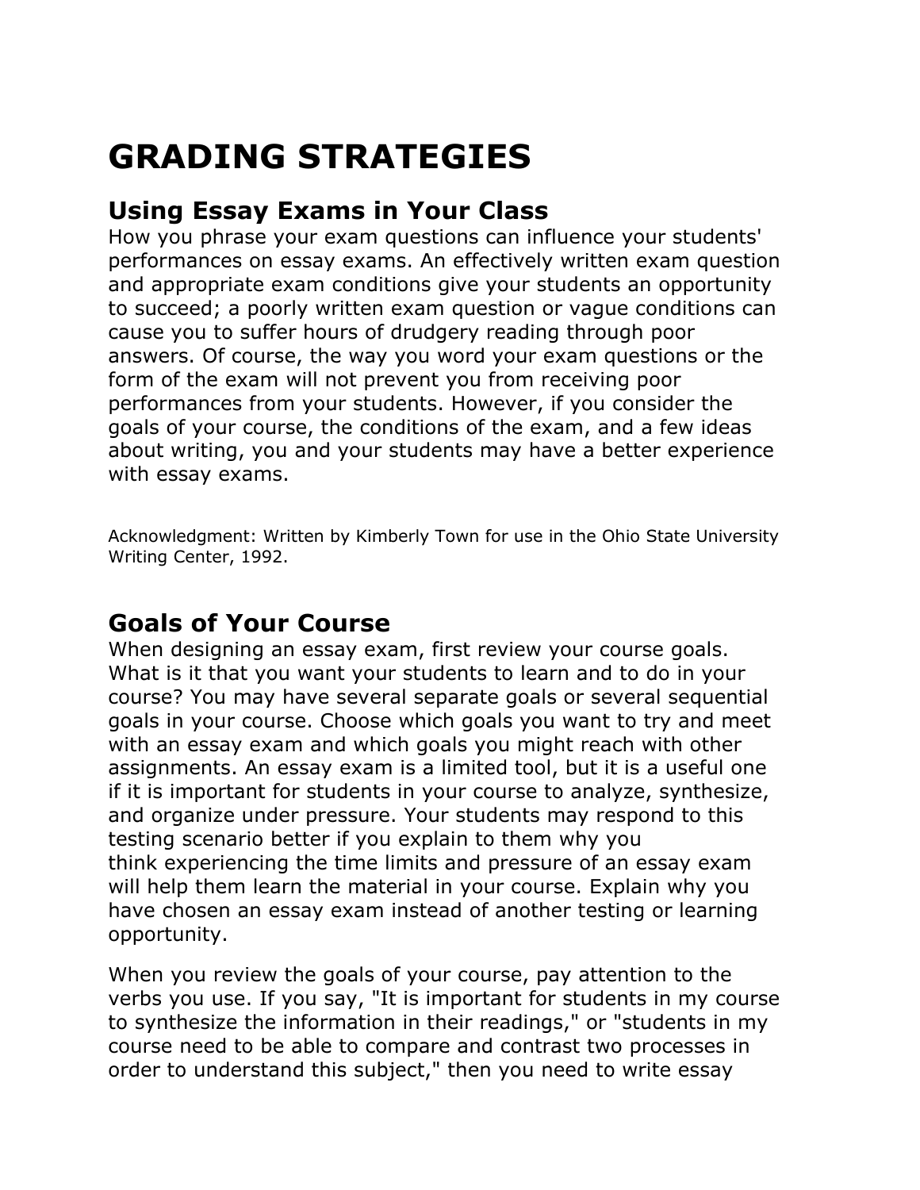# GRADING STRATEGIES

## Using Essay Exams in Your Class

How you phrase your exam questions can influence your students' performances on essay exams. An effectively written exam question and appropriate exam conditions give your students an opportunity to succeed; a poorly written exam question or vague conditions can cause you to suffer hours of drudgery reading through poor answers. Of course, the way you word your exam questions or the form of the exam will not prevent you from receiving poor performances from your students. However, if you consider the goals of your course, the conditions of the exam, and a few ideas about writing, you and your students may have a better experience with essay exams.

Acknowledgment: Written by Kimberly Town for use in the Ohio State University Writing Center, 1992.

## Goals of Your Course

When designing an essay exam, first review your course goals. What is it that you want your students to learn and to do in your course? You may have several separate goals or several sequential goals in your course. Choose which goals you want to try and meet with an essay exam and which goals you might reach with other assignments. An essay exam is a limited tool, but it is a useful one if it is important for students in your course to analyze, synthesize, and organize under pressure. Your students may respond to this testing scenario better if you explain to them why you think experiencing the time limits and pressure of an essay exam will help them learn the material in your course. Explain why you have chosen an essay exam instead of another testing or learning opportunity.

When you review the goals of your course, pay attention to the verbs you use. If you say, "It is important for students in my course to synthesize the information in their readings," or "students in my course need to be able to compare and contrast two processes in order to understand this subject," then you need to write essay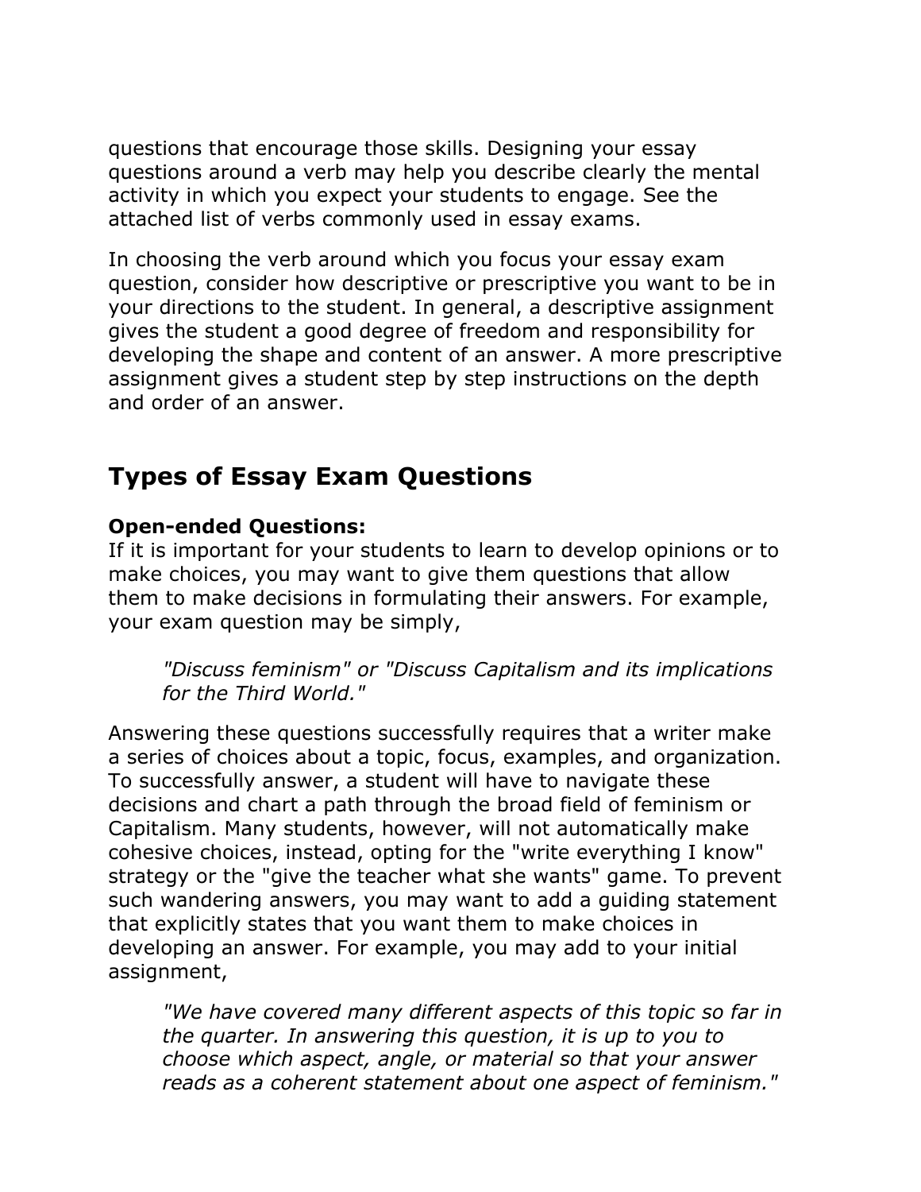questions that encourage those skills. Designing your essay questions around a verb may help you describe clearly the mental activity in which you expect your students to engage. See the attached list of verbs commonly used in essay exams.

In choosing the verb around which you focus your essay exam question, consider how descriptive or prescriptive you want to be in your directions to the student. In general, a descriptive assignment gives the student a good degree of freedom and responsibility for developing the shape and content of an answer. A more prescriptive assignment gives a student step by step instructions on the depth and order of an answer.

## Types of Essay Exam Questions

**Open-ended Questions:**
If it is important for your students to learn to develop opinions or to make choices, you may want to give them questions that allow them to make decisions in formulating their answers. For example, your exam question may be simply,

> *"Discuss feminism" or "Discuss Capitalism and its implications for the Third World."*

Answering these questions successfully requires that a writer make a series of choices about a topic, focus, examples, and organization. To successfully answer, a student will have to navigate these decisions and chart a path through the broad field of feminism or Capitalism. Many students, however, will not automatically make cohesive choices, instead, opting for the "write everything I know" strategy or the "give the teacher what she wants" game. To prevent such wandering answers, you may want to add a guiding statement that explicitly states that you want them to make choices in developing an answer. For example, you may add to your initial assignment,

> *"We have covered many different aspects of this topic so far in the quarter. In answering this question, it is up to you to choose which aspect, angle, or material so that your answer reads as a coherent statement about one aspect of feminism."*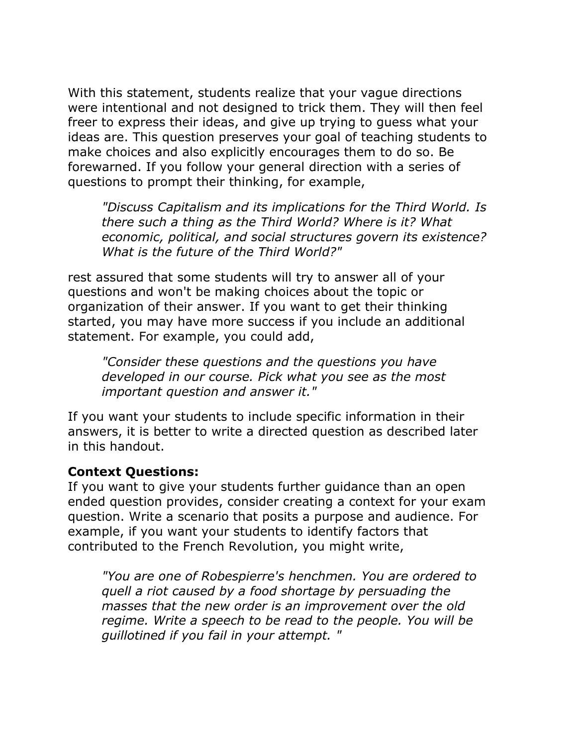With this statement, students realize that your vague directions were intentional and not designed to trick them. They will then feel freer to express their ideas, and give up trying to guess what your ideas are. This question preserves your goal of teaching students to make choices and also explicitly encourages them to do so. Be forewarned. If you follow your general direction with a series of questions to prompt their thinking, for example,

> *"Discuss Capitalism and its implications for the Third World. Is there such a thing as the Third World? Where is it? What economic, political, and social structures govern its existence? What is the future of the Third World?"*

rest assured that some students will try to answer all of your questions and won't be making choices about the topic or organization of their answer. If you want to get their thinking started, you may have more success if you include an additional statement. For example, you could add,

> *"Consider these questions and the questions you have developed in our course. Pick what you see as the most important question and answer it."*

If you want your students to include specific information in their answers, it is better to write a directed question as described later in this handout.

**Context Questions:**
If you want to give your students further guidance than an open ended question provides, consider creating a context for your exam question. Write a scenario that posits a purpose and audience. For example, if you want your students to identify factors that contributed to the French Revolution, you might write,

> *"You are one of Robespierre's henchmen. You are ordered to quell a riot caused by a food shortage by persuading the masses that the new order is an improvement over the old regime. Write a speech to be read to the people. You will be guillotined if you fail in your attempt. "*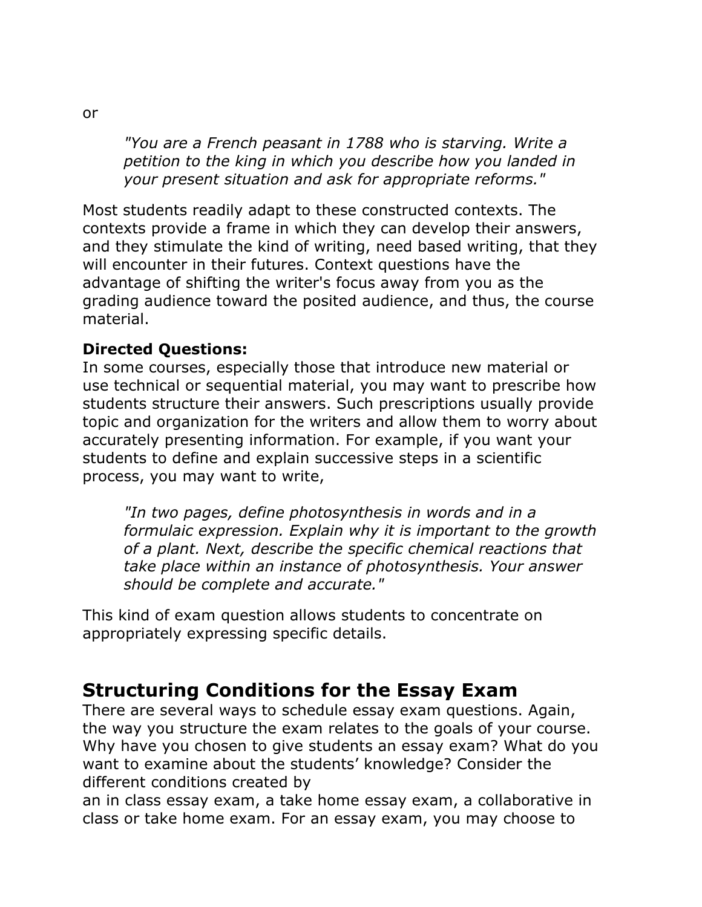or

> *"You are a French peasant in 1788 who is starving. Write a petition to the king in which you describe how you landed in your present situation and ask for appropriate reforms."*

Most students readily adapt to these constructed contexts. The contexts provide a frame in which they can develop their answers, and they stimulate the kind of writing, need based writing, that they will encounter in their futures. Context questions have the advantage of shifting the writer's focus away from you as the grading audience toward the posited audience, and thus, the course material.

**Directed Questions:**
In some courses, especially those that introduce new material or use technical or sequential material, you may want to prescribe how students structure their answers. Such prescriptions usually provide topic and organization for the writers and allow them to worry about accurately presenting information. For example, if you want your students to define and explain successive steps in a scientific process, you may want to write,

> *"In two pages, define photosynthesis in words and in a formulaic expression. Explain why it is important to the growth of a plant. Next, describe the specific chemical reactions that take place within an instance of photosynthesis. Your answer should be complete and accurate."*

This kind of exam question allows students to concentrate on appropriately expressing specific details.

## Structuring Conditions for the Essay Exam

There are several ways to schedule essay exam questions. Again, the way you structure the exam relates to the goals of your course. Why have you chosen to give students an essay exam? What do you want to examine about the students' knowledge? Consider the different conditions created by
an in class essay exam, a take home essay exam, a collaborative in class or take home exam. For an essay exam, you may choose to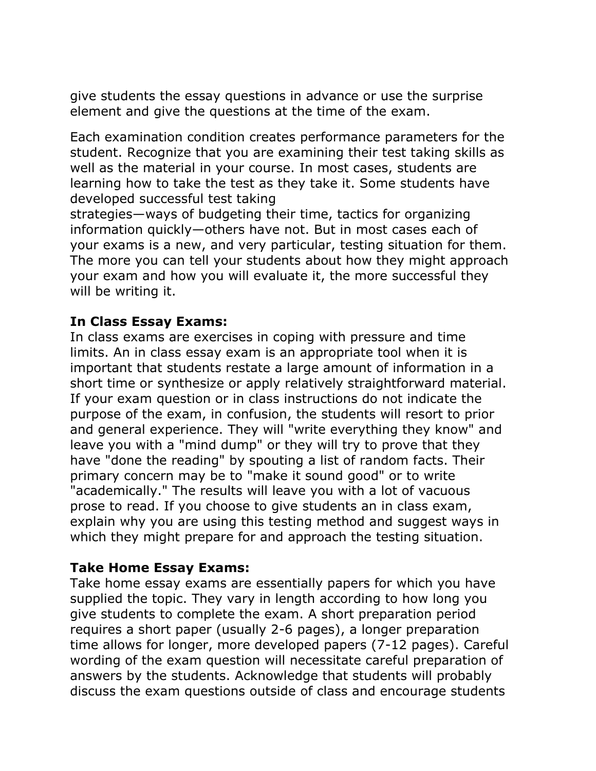give students the essay questions in advance or use the surprise element and give the questions at the time of the exam.

Each examination condition creates performance parameters for the student. Recognize that you are examining their test taking skills as well as the material in your course. In most cases, students are learning how to take the test as they take it. Some students have developed successful test taking strategies—ways of budgeting their time, tactics for organizing information quickly—others have not. But in most cases each of your exams is a new, and very particular, testing situation for them. The more you can tell your students about how they might approach your exam and how you will evaluate it, the more successful they will be writing it.

**In Class Essay Exams:**
In class exams are exercises in coping with pressure and time limits. An in class essay exam is an appropriate tool when it is important that students restate a large amount of information in a short time or synthesize or apply relatively straightforward material. If your exam question or in class instructions do not indicate the purpose of the exam, in confusion, the students will resort to prior and general experience. They will "write everything they know" and leave you with a "mind dump" or they will try to prove that they have "done the reading" by spouting a list of random facts. Their primary concern may be to "make it sound good" or to write "academically." The results will leave you with a lot of vacuous prose to read. If you choose to give students an in class exam, explain why you are using this testing method and suggest ways in which they might prepare for and approach the testing situation.

**Take Home Essay Exams:**
Take home essay exams are essentially papers for which you have supplied the topic. They vary in length according to how long you give students to complete the exam. A short preparation period requires a short paper (usually 2-6 pages), a longer preparation time allows for longer, more developed papers (7-12 pages). Careful wording of the exam question will necessitate careful preparation of answers by the students. Acknowledge that students will probably discuss the exam questions outside of class and encourage students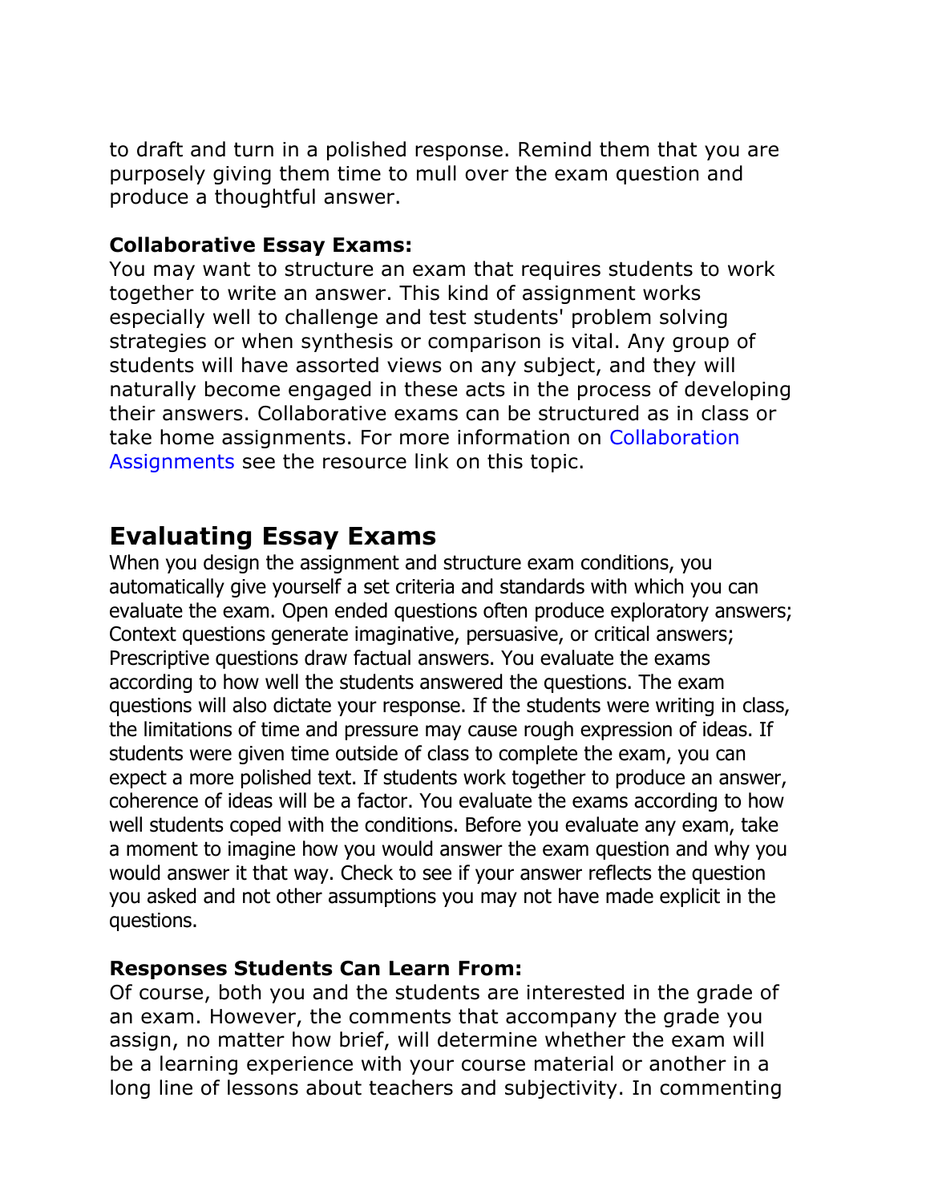to draft and turn in a polished response. Remind them that you are purposely giving them time to mull over the exam question and produce a thoughtful answer.

**Collaborative Essay Exams:**
You may want to structure an exam that requires students to work together to write an answer. This kind of assignment works especially well to challenge and test students' problem solving strategies or when synthesis or comparison is vital. Any group of students will have assorted views on any subject, and they will naturally become engaged in these acts in the process of developing their answers. Collaborative exams can be structured as in class or take home assignments. For more information on Collaboration Assignments see the resource link on this topic.

## Evaluating Essay Exams

When you design the assignment and structure exam conditions, you automatically give yourself a set criteria and standards with which you can evaluate the exam. Open ended questions often produce exploratory answers; Context questions generate imaginative, persuasive, or critical answers; Prescriptive questions draw factual answers. You evaluate the exams according to how well the students answered the questions. The exam questions will also dictate your response. If the students were writing in class, the limitations of time and pressure may cause rough expression of ideas. If students were given time outside of class to complete the exam, you can expect a more polished text. If students work together to produce an answer, coherence of ideas will be a factor. You evaluate the exams according to how well students coped with the conditions. Before you evaluate any exam, take a moment to imagine how you would answer the exam question and why you would answer it that way. Check to see if your answer reflects the question you asked and not other assumptions you may not have made explicit in the questions.

**Responses Students Can Learn From:**
Of course, both you and the students are interested in the grade of an exam. However, the comments that accompany the grade you assign, no matter how brief, will determine whether the exam will be a learning experience with your course material or another in a long line of lessons about teachers and subjectivity. In commenting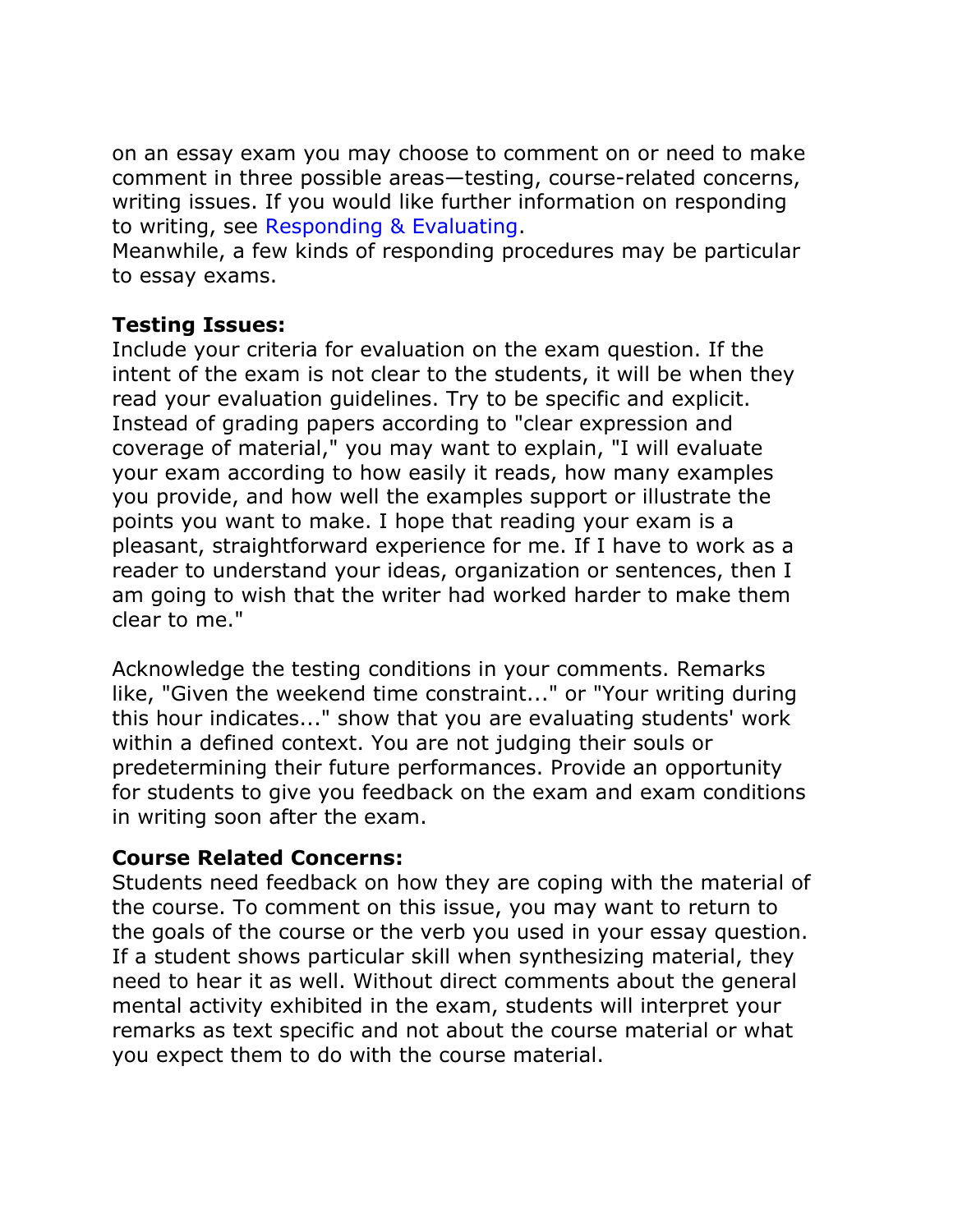on an essay exam you may choose to comment on or need to make comment in three possible areas—testing, course-related concerns, writing issues. If you would like further information on responding to writing, see Responding & Evaluating.
Meanwhile, a few kinds of responding procedures may be particular to essay exams.

**Testing Issues:**
Include your criteria for evaluation on the exam question. If the intent of the exam is not clear to the students, it will be when they read your evaluation guidelines. Try to be specific and explicit. Instead of grading papers according to "clear expression and coverage of material," you may want to explain, "I will evaluate your exam according to how easily it reads, how many examples you provide, and how well the examples support or illustrate the points you want to make. I hope that reading your exam is a pleasant, straightforward experience for me. If I have to work as a reader to understand your ideas, organization or sentences, then I am going to wish that the writer had worked harder to make them clear to me."

Acknowledge the testing conditions in your comments. Remarks like, "Given the weekend time constraint..." or "Your writing during this hour indicates..." show that you are evaluating students' work within a defined context. You are not judging their souls or predetermining their future performances. Provide an opportunity for students to give you feedback on the exam and exam conditions in writing soon after the exam.

**Course Related Concerns:**
Students need feedback on how they are coping with the material of the course. To comment on this issue, you may want to return to the goals of the course or the verb you used in your essay question. If a student shows particular skill when synthesizing material, they need to hear it as well. Without direct comments about the general mental activity exhibited in the exam, students will interpret your remarks as text specific and not about the course material or what you expect them to do with the course material.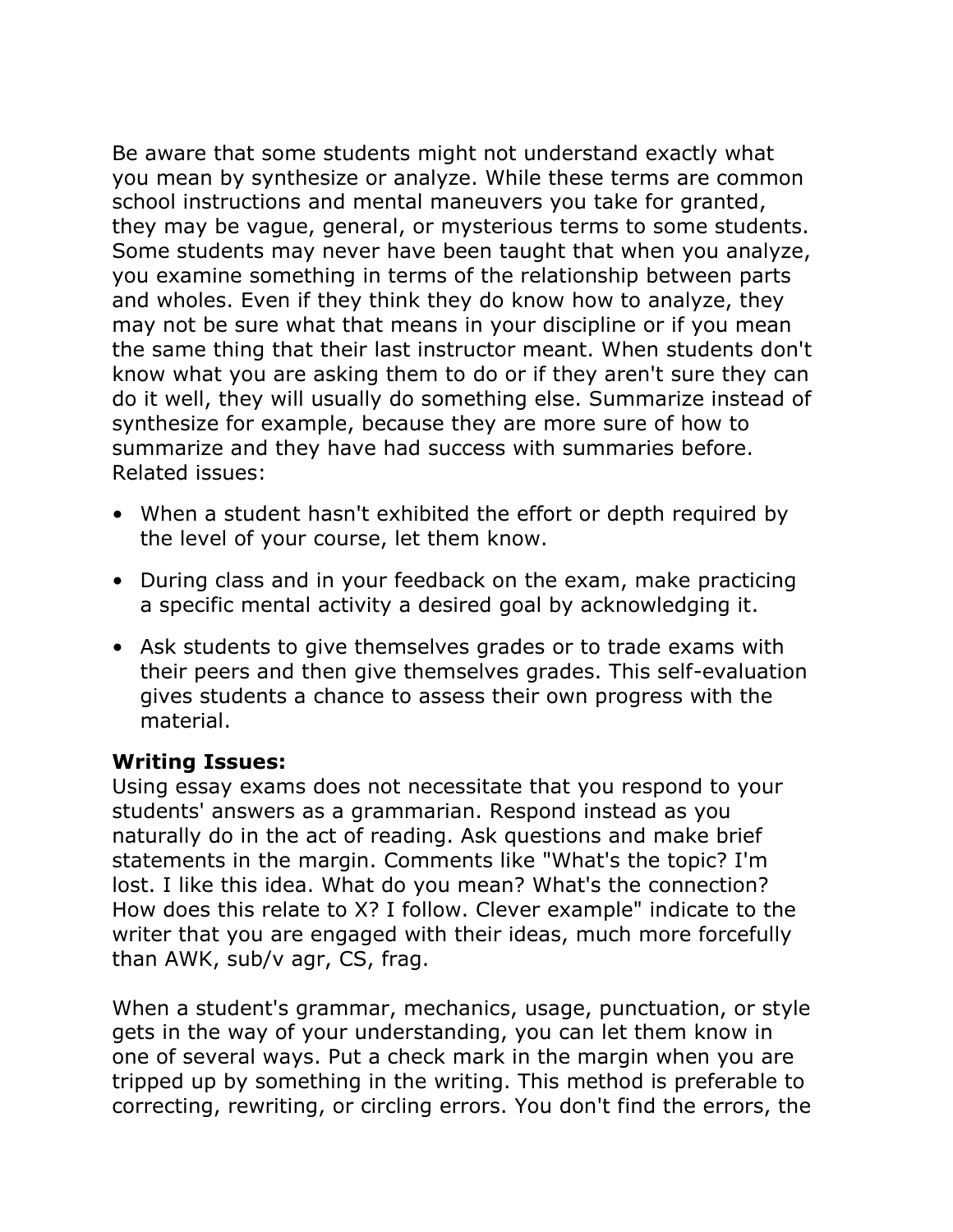Be aware that some students might not understand exactly what you mean by synthesize or analyze. While these terms are common school instructions and mental maneuvers you take for granted, they may be vague, general, or mysterious terms to some students. Some students may never have been taught that when you analyze, you examine something in terms of the relationship between parts and wholes. Even if they think they do know how to analyze, they may not be sure what that means in your discipline or if you mean the same thing that their last instructor meant. When students don't know what you are asking them to do or if they aren't sure they can do it well, they will usually do something else. Summarize instead of synthesize for example, because they are more sure of how to summarize and they have had success with summaries before. Related issues:

- When a student hasn't exhibited the effort or depth required by the level of your course, let them know.
- During class and in your feedback on the exam, make practicing a specific mental activity a desired goal by acknowledging it.
- Ask students to give themselves grades or to trade exams with their peers and then give themselves grades. This self-evaluation gives students a chance to assess their own progress with the material.

**Writing Issues:**
Using essay exams does not necessitate that you respond to your students' answers as a grammarian. Respond instead as you naturally do in the act of reading. Ask questions and make brief statements in the margin. Comments like "What's the topic? I'm lost. I like this idea. What do you mean? What's the connection? How does this relate to X? I follow. Clever example" indicate to the writer that you are engaged with their ideas, much more forcefully than AWK, sub/v agr, CS, frag.

When a student's grammar, mechanics, usage, punctuation, or style gets in the way of your understanding, you can let them know in one of several ways. Put a check mark in the margin when you are tripped up by something in the writing. This method is preferable to correcting, rewriting, or circling errors. You don't find the errors, the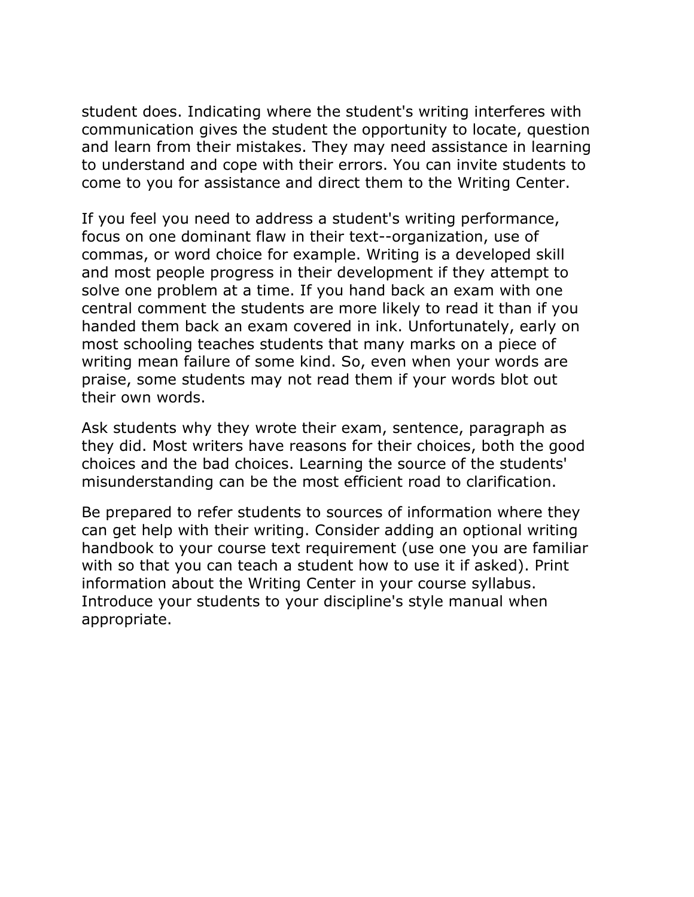student does. Indicating where the student's writing interferes with communication gives the student the opportunity to locate, question and learn from their mistakes. They may need assistance in learning to understand and cope with their errors. You can invite students to come to you for assistance and direct them to the Writing Center.

If you feel you need to address a student's writing performance, focus on one dominant flaw in their text--organization, use of commas, or word choice for example. Writing is a developed skill and most people progress in their development if they attempt to solve one problem at a time. If you hand back an exam with one central comment the students are more likely to read it than if you handed them back an exam covered in ink. Unfortunately, early on most schooling teaches students that many marks on a piece of writing mean failure of some kind. So, even when your words are praise, some students may not read them if your words blot out their own words.

Ask students why they wrote their exam, sentence, paragraph as they did. Most writers have reasons for their choices, both the good choices and the bad choices. Learning the source of the students' misunderstanding can be the most efficient road to clarification.

Be prepared to refer students to sources of information where they can get help with their writing. Consider adding an optional writing handbook to your course text requirement (use one you are familiar with so that you can teach a student how to use it if asked). Print information about the Writing Center in your course syllabus. Introduce your students to your discipline's style manual when appropriate.